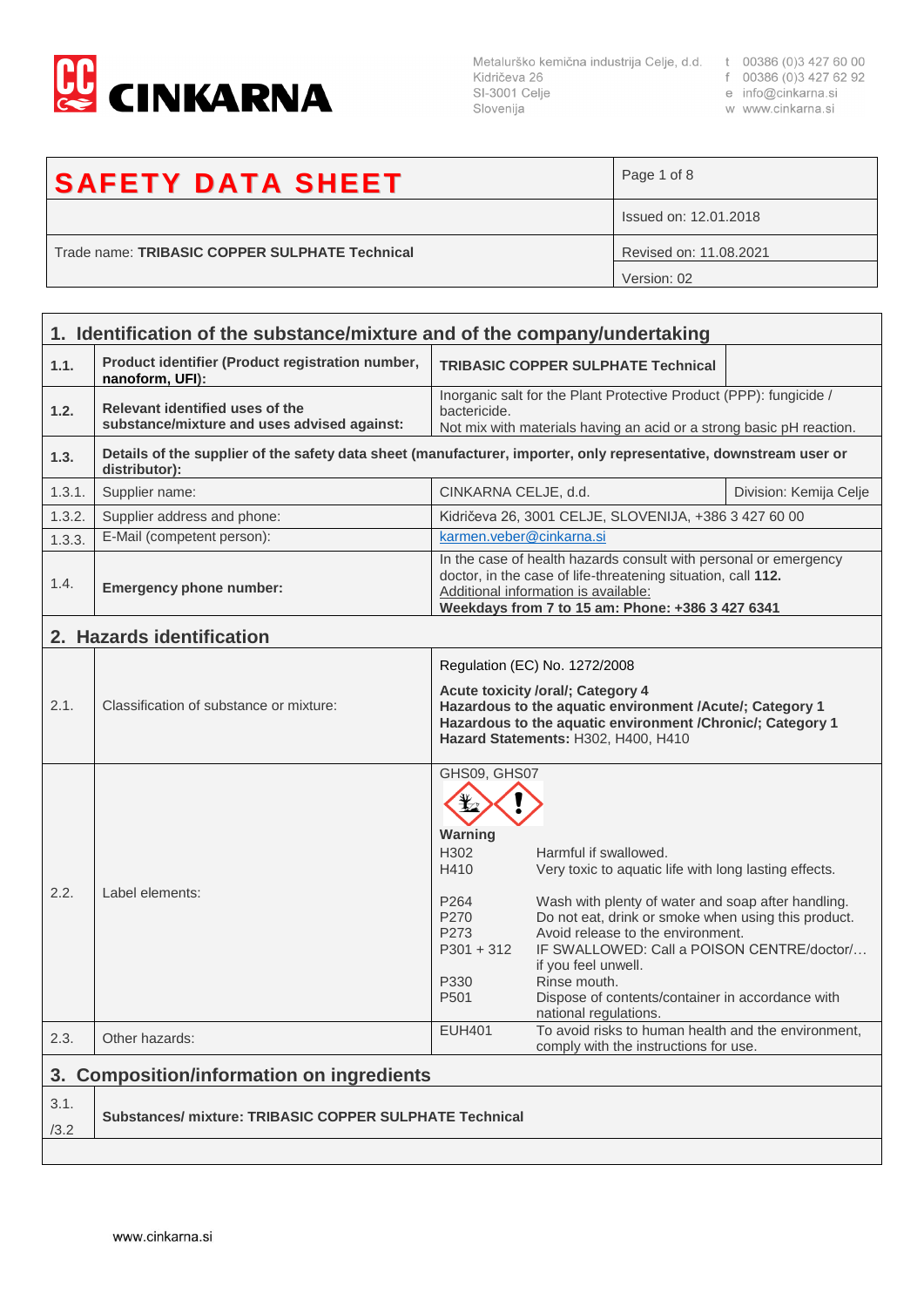**CINKARNA**

Metalurško kemična industrija Celje, d.d.
Kidričeva 26
SI-3001 Celje
Slovenija

t 00386 (0)3 427 60 00
f 00386 (0)3 427 62 92
e info@cinkarna.si
w www.cinkarna.si

| | |
|---|---|
| **SAFETY DATA SHEET** | Page 1 of 8 |
| | Issued on: 12.01.2018 |
| Trade name: **TRIBASIC COPPER SULPHATE Technical** | Revised on: 11.08.2021 |
| | Version: 02 |

## 1. Identification of the substance/mixture and of the company/undertaking

| | | | |
|---|---|---|---|
| 1.1. | **Product identifier (Product registration number, nanoform, UFI):** | **TRIBASIC COPPER SULPHATE Technical** | |
| 1.2. | **Relevant identified uses of the substance/mixture and uses advised against:** | Inorganic salt for the Plant Protective Product (PPP): fungicide / bactericide. Not mix with materials having an acid or a strong basic pH reaction. | |
| 1.3. | **Details of the supplier of the safety data sheet (manufacturer, importer, only representative, downstream user or distributor):** | | |
| 1.3.1. | Supplier name: | CINKARNA CELJE, d.d. | Division: Kemija Celje |
| 1.3.2. | Supplier address and phone: | Kidričeva 26, 3001 CELJE, SLOVENIJA, +386 3 427 60 00 | |
| 1.3.3. | E-Mail (competent person): | karmen.veber@cinkarna.si | |
| 1.4. | **Emergency phone number:** | In the case of health hazards consult with personal or emergency doctor, in the case of life-threatening situation, call **112.** Additional information is available: **Weekdays from 7 to 15 am: Phone: +386 3 427 6341** | |

## 2. Hazards identification

| | | |
|---|---|---|
| 2.1. | Classification of substance or mixture: | Regulation (EC) No. 1272/2008<br>**Acute toxicity /oral/; Category 4**<br>**Hazardous to the aquatic environment /Acute/; Category 1**<br>**Hazardous to the aquatic environment /Chronic/; Category 1**<br>**Hazard Statements:** H302, H400, H410 |
| 2.2. | Label elements: | GHS09, GHS07<br>**Warning**<br>H302 Harmful if swallowed.<br>H410 Very toxic to aquatic life with long lasting effects.<br>P264 Wash with plenty of water and soap after handling.<br>P270 Do not eat, drink or smoke when using this product.<br>P273 Avoid release to the environment.<br>P301 + 312 IF SWALLOWED: Call a POISON CENTRE/doctor/… if you feel unwell.<br>P330 Rinse mouth.<br>P501 Dispose of contents/container in accordance with national regulations. |
| 2.3. | Other hazards: | EUH401 To avoid risks to human health and the environment, comply with the instructions for use. |

## 3. Composition/information on ingredients

| | |
|---|---|
| 3.1. /3.2 | **Substances/ mixture: TRIBASIC COPPER SULPHATE Technical** |

www.cinkarna.si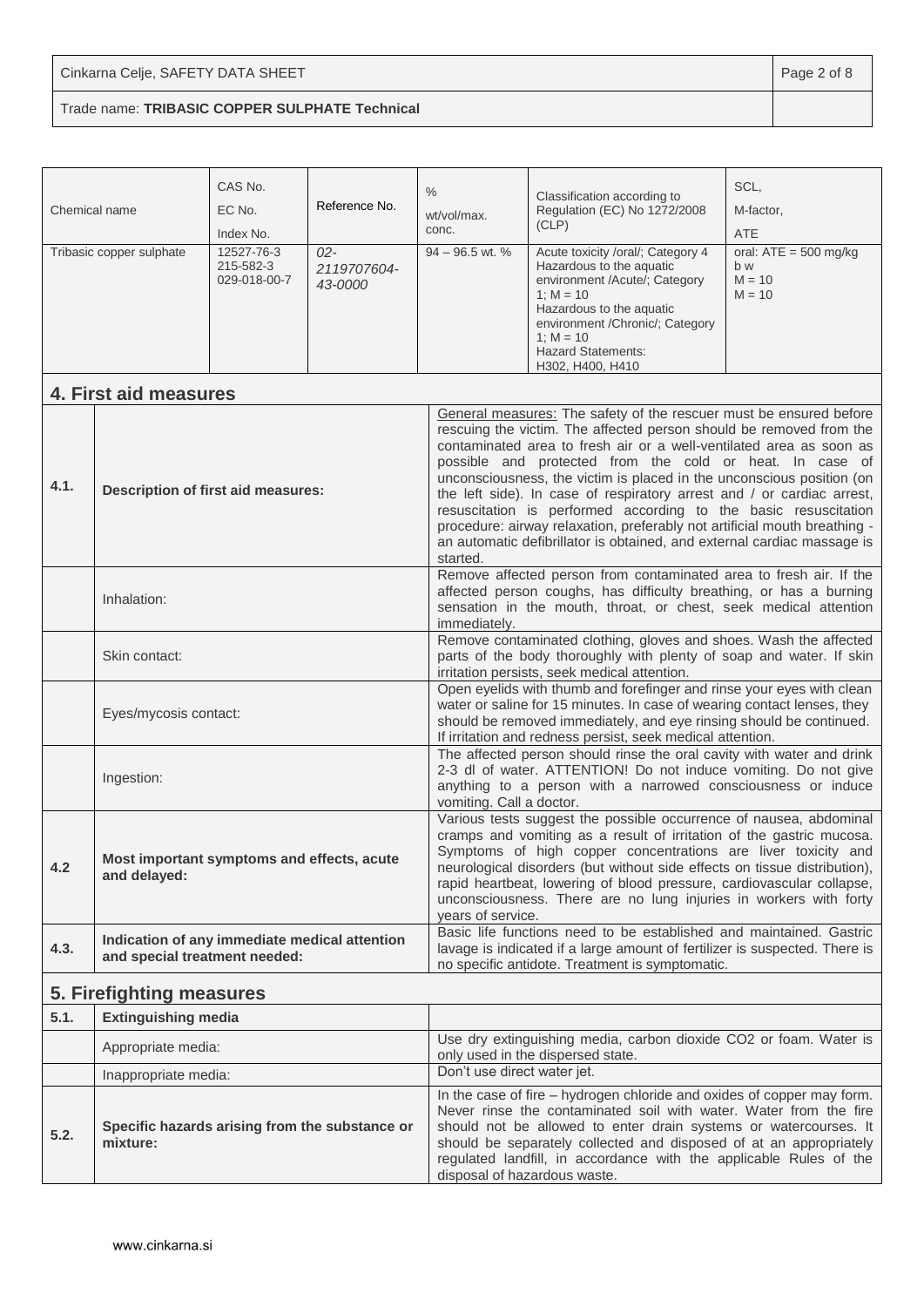| Chemical name | CAS No. EC No. Index No. | Reference No. | % wt/vol/max. conc. | Classification according to Regulation (EC) No 1272/2008 (CLP) | SCL, M-factor, ATE |
|---|---|---|---|---|---|
| Tribasic copper sulphate | 12527-76-3 215-582-3 029-018-00-7 | *02-2119707604-43-0000* | 94 – 96.5 wt. % | Acute toxicity /oral/; Category 4 Hazardous to the aquatic environment /Acute/; Category 1; M = 10 Hazardous to the aquatic environment /Chronic/; Category 1; M = 10 Hazard Statements: H302, H400, H410 | oral: ATE = 500 mg/kg b w M = 10 M = 10 |

## 4. First aid measures

| | | |
|---|---|---|
| **4.1.** | **Description of first aid measures:** | General measures: The safety of the rescuer must be ensured before rescuing the victim. The affected person should be removed from the contaminated area to fresh air or a well-ventilated area as soon as possible and protected from the cold or heat. In case of unconsciousness, the victim is placed in the unconscious position (on the left side). In case of respiratory arrest and / or cardiac arrest, resuscitation is performed according to the basic resuscitation procedure: airway relaxation, preferably not artificial mouth breathing - an automatic defibrillator is obtained, and external cardiac massage is started. |
| | Inhalation: | Remove affected person from contaminated area to fresh air. If the affected person coughs, has difficulty breathing, or has a burning sensation in the mouth, throat, or chest, seek medical attention immediately. |
| | Skin contact: | Remove contaminated clothing, gloves and shoes. Wash the affected parts of the body thoroughly with plenty of soap and water. If skin irritation persists, seek medical attention. |
| | Eyes/mycosis contact: | Open eyelids with thumb and forefinger and rinse your eyes with clean water or saline for 15 minutes. In case of wearing contact lenses, they should be removed immediately, and eye rinsing should be continued. If irritation and redness persist, seek medical attention. |
| | Ingestion: | The affected person should rinse the oral cavity with water and drink 2-3 dl of water. ATTENTION! Do not induce vomiting. Do not give anything to a person with a narrowed consciousness or induce vomiting. Call a doctor. |
| **4.2** | **Most important symptoms and effects, acute and delayed:** | Various tests suggest the possible occurrence of nausea, abdominal cramps and vomiting as a result of irritation of the gastric mucosa. Symptoms of high copper concentrations are liver toxicity and neurological disorders (but without side effects on tissue distribution), rapid heartbeat, lowering of blood pressure, cardiovascular collapse, unconsciousness. There are no lung injuries in workers with forty years of service. |
| **4.3.** | **Indication of any immediate medical attention and special treatment needed:** | Basic life functions need to be established and maintained. Gastric lavage is indicated if a large amount of fertilizer is suspected. There is no specific antidote. Treatment is symptomatic. |

## 5. Firefighting measures

| | | |
|---|---|---|
| **5.1.** | **Extinguishing media** | |
| | Appropriate media: | Use dry extinguishing media, carbon dioxide $CO_2$ or foam. Water is only used in the dispersed state. |
| | Inappropriate media: | Don't use direct water jet. |
| **5.2.** | **Specific hazards arising from the substance or mixture:** | In the case of fire – hydrogen chloride and oxides of copper may form. Never rinse the contaminated soil with water. Water from the fire should not be allowed to enter drain systems or watercourses. It should be separately collected and disposed of at an appropriately regulated landfill, in accordance with the applicable Rules of the disposal of hazardous waste. |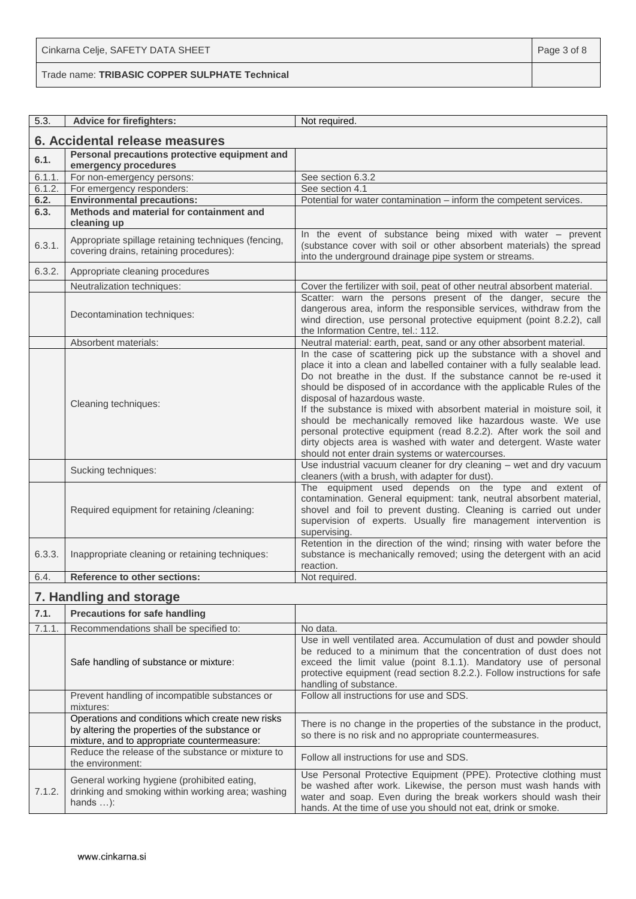| | | |
|---|---|---|
| 5.3. | **Advice for firefighters:** | Not required. |

## 6. Accidental release measures

| | | |
|---|---|---|
| **6.1.** | **Personal precautions protective equipment and emergency procedures** | |
| 6.1.1. | For non-emergency persons: | See section 6.3.2 |
| 6.1.2. | For emergency responders: | See section 4.1 |
| **6.2.** | **Environmental precautions:** | Potential for water contamination – inform the competent services. |
| **6.3.** | **Methods and material for containment and cleaning up** | |
| 6.3.1. | Appropriate spillage retaining techniques (fencing, covering drains, retaining procedures): | In the event of substance being mixed with water – prevent (substance cover with soil or other absorbent materials) the spread into the underground drainage pipe system or streams. |
| 6.3.2. | Appropriate cleaning procedures | |
| | Neutralization techniques: | Cover the fertilizer with soil, peat of other neutral absorbent material. |
| | Decontamination techniques: | Scatter: warn the persons present of the danger, secure the dangerous area, inform the responsible services, withdraw from the wind direction, use personal protective equipment (point 8.2.2), call the Information Centre, tel.: 112. |
| | Absorbent materials: | Neutral material: earth, peat, sand or any other absorbent material. |
| | Cleaning techniques: | In the case of scattering pick up the substance with a shovel and place it into a clean and labelled container with a fully sealable lead. Do not breathe in the dust. If the substance cannot be re-used it should be disposed of in accordance with the applicable Rules of the disposal of hazardous waste.<br>If the substance is mixed with absorbent material in moisture soil, it should be mechanically removed like hazardous waste. We use personal protective equipment (read 8.2.2). After work the soil and dirty objects area is washed with water and detergent. Waste water should not enter drain systems or watercourses. |
| | Sucking techniques: | Use industrial vacuum cleaner for dry cleaning – wet and dry vacuum cleaners (with a brush, with adapter for dust). |
| | Required equipment for retaining /cleaning: | The equipment used depends on the type and extent of contamination. General equipment: tank, neutral absorbent material, shovel and foil to prevent dusting. Cleaning is carried out under supervision of experts. Usually fire management intervention is supervising. |
| 6.3.3. | Inappropriate cleaning or retaining techniques: | Retention in the direction of the wind; rinsing with water before the substance is mechanically removed; using the detergent with an acid reaction. |
| 6.4. | **Reference to other sections:** | Not required. |

## 7. Handling and storage

| | | |
|---|---|---|
| **7.1.** | **Precautions for safe handling** | |
| 7.1.1. | Recommendations shall be specified to: | No data. |
| | Safe handling of substance or mixture: | Use in well ventilated area. Accumulation of dust and powder should be reduced to a minimum that the concentration of dust does not exceed the limit value (point 8.1.1). Mandatory use of personal protective equipment (read section 8.2.2.). Follow instructions for safe handling of substance. |
| | Prevent handling of incompatible substances or mixtures: | Follow all instructions for use and SDS. |
| | Operations and conditions which create new risks by altering the properties of the substance or mixture, and to appropriate countermeasure: | There is no change in the properties of the substance in the product, so there is no risk and no appropriate countermeasures. |
| | Reduce the release of the substance or mixture to the environment: | Follow all instructions for use and SDS. |
| 7.1.2. | General working hygiene (prohibited eating, drinking and smoking within working area; washing hands …): | Use Personal Protective Equipment (PPE). Protective clothing must be washed after work. Likewise, the person must wash hands with water and soap. Even during the break workers should wash their hands. At the time of use you should not eat, drink or smoke. |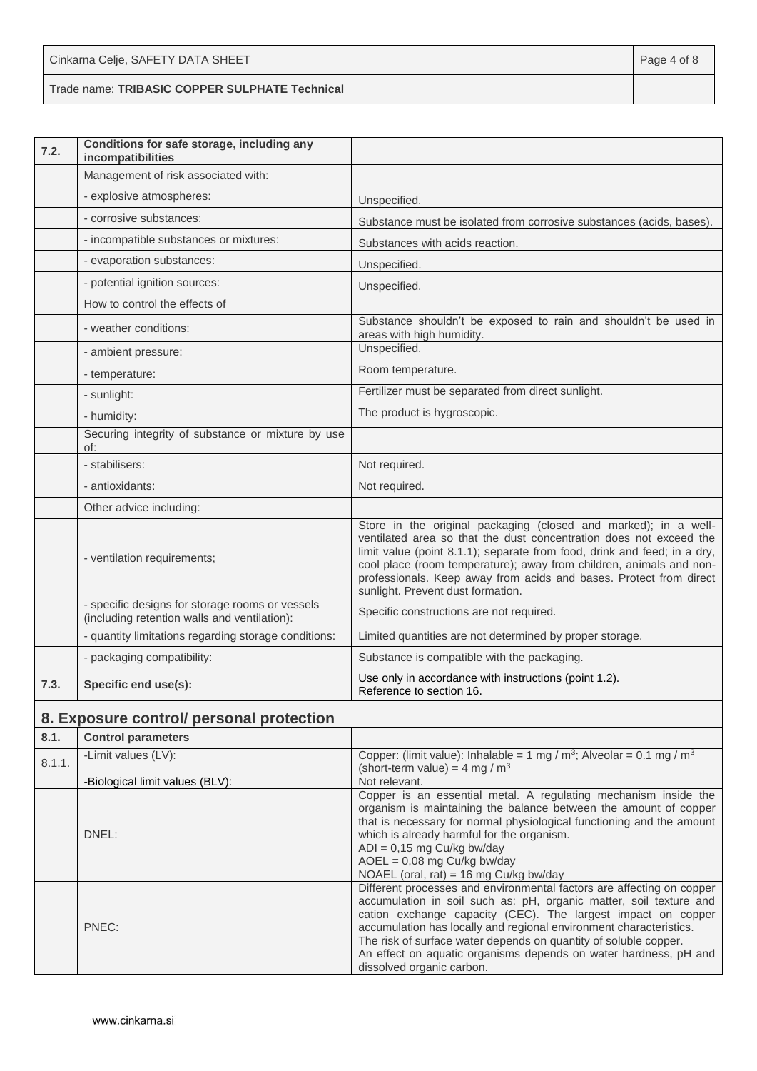| 7.2. | **Conditions for safe storage, including any incompatibilities** | |
|---|---|---|
| | Management of risk associated with: | |
| | - explosive atmospheres: | Unspecified. |
| | - corrosive substances: | Substance must be isolated from corrosive substances (acids, bases). |
| | - incompatible substances or mixtures: | Substances with acids reaction. |
| | - evaporation substances: | Unspecified. |
| | - potential ignition sources: | Unspecified. |
| | How to control the effects of | |
| | - weather conditions: | Substance shouldn't be exposed to rain and shouldn't be used in areas with high humidity. |
| | - ambient pressure: | Unspecified. |
| | - temperature: | Room temperature. |
| | - sunlight: | Fertilizer must be separated from direct sunlight. |
| | - humidity: | The product is hygroscopic. |
| | Securing integrity of substance or mixture by use of: | |
| | - stabilisers: | Not required. |
| | - antioxidants: | Not required. |
| | Other advice including: | |
| | - ventilation requirements; | Store in the original packaging (closed and marked); in a well-ventilated area so that the dust concentration does not exceed the limit value (point 8.1.1); separate from food, drink and feed; in a dry, cool place (room temperature); away from children, animals and non-professionals. Keep away from acids and bases. Protect from direct sunlight. Prevent dust formation. |
| | - specific designs for storage rooms or vessels (including retention walls and ventilation): | Specific constructions are not required. |
| | - quantity limitations regarding storage conditions: | Limited quantities are not determined by proper storage. |
| | - packaging compatibility: | Substance is compatible with the packaging. |
| 7.3. | **Specific end use(s):** | Use only in accordance with instructions (point 1.2). Reference to section 16. |

## 8. Exposure control/ personal protection

| 8.1. | **Control parameters** | |
|---|---|---|
| 8.1.1. | -Limit values (LV):<br><br>-Biological limit values (BLV): | Copper: (limit value): Inhalable = 1 mg / m$^3$; Alveolar = 0.1 mg / m$^3$ (short-term value) = 4 mg / m$^3$<br>Not relevant. |
| | DNEL: | Copper is an essential metal. A regulating mechanism inside the organism is maintaining the balance between the amount of copper that is necessary for normal physiological functioning and the amount which is already harmful for the organism.<br>ADI = 0,15 mg Cu/kg bw/day<br>AOEL = 0,08 mg Cu/kg bw/day<br>NOAEL (oral, rat) = 16 mg Cu/kg bw/day |
| | PNEC: | Different processes and environmental factors are affecting on copper accumulation in soil such as: pH, organic matter, soil texture and cation exchange capacity (CEC). The largest impact on copper accumulation has locally and regional environment characteristics.<br>The risk of surface water depends on quantity of soluble copper.<br>An effect on aquatic organisms depends on water hardness, pH and dissolved organic carbon. |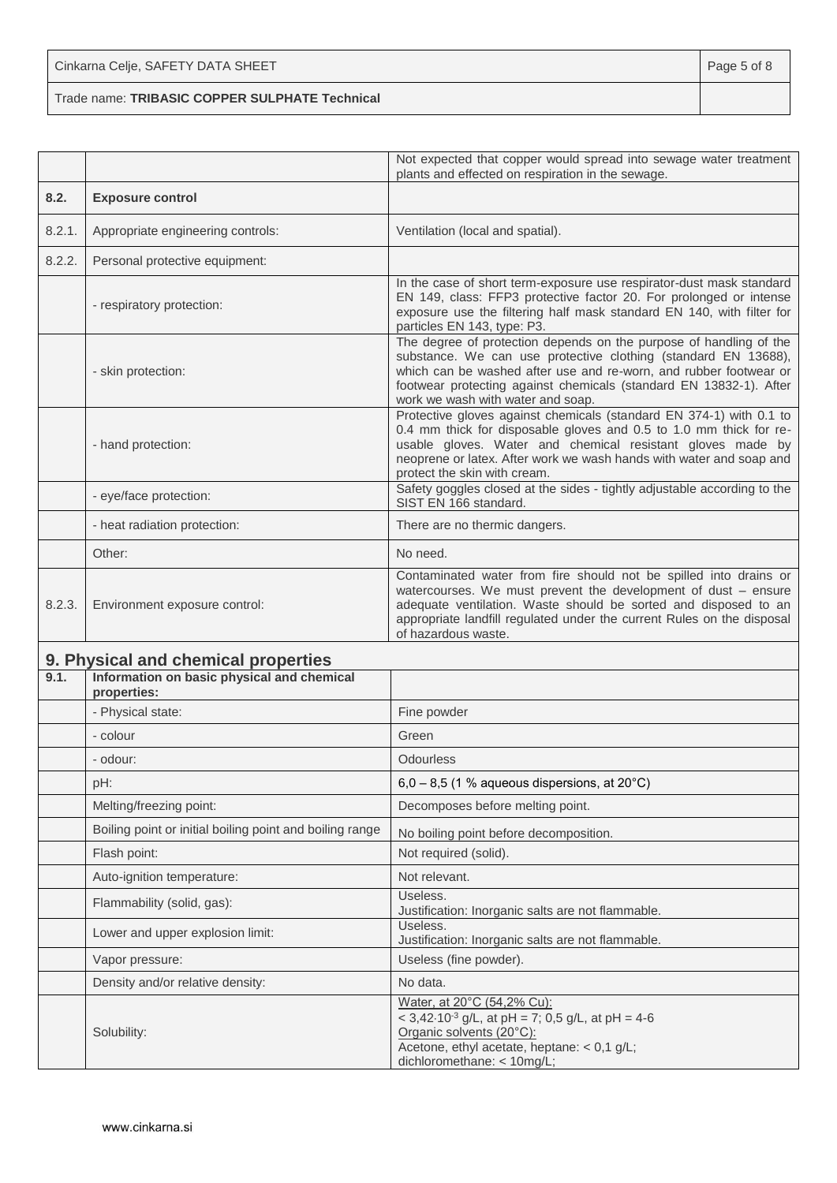| | | |
|---|---|---|
| | | Not expected that copper would spread into sewage water treatment plants and effected on respiration in the sewage. |
| **8.2.** | **Exposure control** | |
| 8.2.1. | Appropriate engineering controls: | Ventilation (local and spatial). |
| 8.2.2. | Personal protective equipment: | |
| | - respiratory protection: | In the case of short term-exposure use respirator-dust mask standard EN 149, class: FFP3 protective factor 20. For prolonged or intense exposure use the filtering half mask standard EN 140, with filter for particles EN 143, type: P3. |
| | - skin protection: | The degree of protection depends on the purpose of handling of the substance. We can use protective clothing (standard EN 13688), which can be washed after use and re-worn, and rubber footwear or footwear protecting against chemicals (standard EN 13832-1). After work we wash with water and soap. |
| | - hand protection: | Protective gloves against chemicals (standard EN 374-1) with 0.1 to 0.4 mm thick for disposable gloves and 0.5 to 1.0 mm thick for re-usable gloves. Water and chemical resistant gloves made by neoprene or latex. After work we wash hands with water and soap and protect the skin with cream. |
| | - eye/face protection: | Safety goggles closed at the sides - tightly adjustable according to the SIST EN 166 standard. |
| | - heat radiation protection: | There are no thermic dangers. |
| | Other: | No need. |
| 8.2.3. | Environment exposure control: | Contaminated water from fire should not be spilled into drains or watercourses. We must prevent the development of dust – ensure adequate ventilation. Waste should be sorted and disposed to an appropriate landfill regulated under the current Rules on the disposal of hazardous waste. |

## 9. Physical and chemical properties

| | | |
|---|---|---|
| **9.1.** | **Information on basic physical and chemical properties:** | |
| | - Physical state: | Fine powder |
| | - colour | Green |
| | - odour: | Odourless |
| | pH: | 6,0 – 8,5 (1 % aqueous dispersions, at 20°C) |
| | Melting/freezing point: | Decomposes before melting point. |
| | Boiling point or initial boiling point and boiling range | No boiling point before decomposition. |
| | Flash point: | Not required (solid). |
| | Auto-ignition temperature: | Not relevant. |
| | Flammability (solid, gas): | Useless.<br>Justification: Inorganic salts are not flammable. |
| | Lower and upper explosion limit: | Useless.<br>Justification: Inorganic salts are not flammable. |
| | Vapor pressure: | Useless (fine powder). |
| | Density and/or relative density: | No data. |
| | Solubility: | Water, at 20°C (54,2% Cu):<br>$< 3{,}42 \cdot 10^{-3}$ g/L, at pH = 7; 0,5 g/L, at pH = 4-6<br>Organic solvents (20°C):<br>Acetone, ethyl acetate, heptane: < 0,1 g/L;<br>dichloromethane: < 10mg/L; |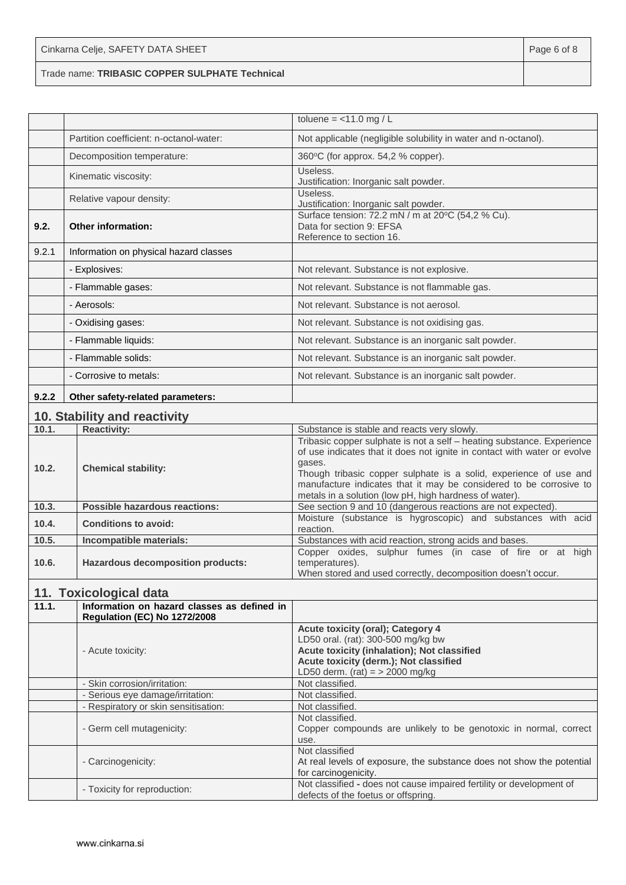| | | |
|---|---|---|
| | | toluene = <11.0 mg / L |
| | Partition coefficient: n-octanol-water: | Not applicable (negligible solubility in water and n-octanol). |
| | Decomposition temperature: | 360°C (for approx. 54,2 % copper). |
| | Kinematic viscosity: | Useless.<br>Justification: Inorganic salt powder. |
| | Relative vapour density: | Useless.<br>Justification: Inorganic salt powder. |
| **9.2.** | **Other information:** | Surface tension: 72.2 mN / m at 20°C (54,2 % Cu).<br>Data for section 9: EFSA<br>Reference to section 16. |
| 9.2.1 | Information on physical hazard classes | |
| | - Explosives: | Not relevant. Substance is not explosive. |
| | - Flammable gases: | Not relevant. Substance is not flammable gas. |
| | - Aerosols: | Not relevant. Substance is not aerosol. |
| | - Oxidising gases: | Not relevant. Substance is not oxidising gas. |
| | - Flammable liquids: | Not relevant. Substance is an inorganic salt powder. |
| | - Flammable solids: | Not relevant. Substance is an inorganic salt powder. |
| | - Corrosive to metals: | Not relevant. Substance is an inorganic salt powder. |
| **9.2.2** | **Other safety-related parameters:** | |

## 10. Stability and reactivity

| | | |
|---|---|---|
| **10.1.** | **Reactivity:** | Substance is stable and reacts very slowly. |
| **10.2.** | **Chemical stability:** | Tribasic copper sulphate is not a self – heating substance. Experience of use indicates that it does not ignite in contact with water or evolve gases.<br>Though tribasic copper sulphate is a solid, experience of use and manufacture indicates that it may be considered to be corrosive to metals in a solution (low pH, high hardness of water). |
| **10.3.** | **Possible hazardous reactions:** | See section 9 and 10 (dangerous reactions are not expected). |
| **10.4.** | **Conditions to avoid:** | Moisture (substance is hygroscopic) and substances with acid reaction. |
| **10.5.** | **Incompatible materials:** | Substances with acid reaction, strong acids and bases. |
| **10.6.** | **Hazardous decomposition products:** | Copper oxides, sulphur fumes (in case of fire or at high temperatures).<br>When stored and used correctly, decomposition doesn't occur. |

## 11. Toxicological data

| | | |
|---|---|---|
| **11.1.** | **Information on hazard classes as defined in Regulation (EC) No 1272/2008** | |
| | - Acute toxicity: | **Acute toxicity (oral); Category 4**<br>LD50 oral. (rat): 300-500 mg/kg bw<br>**Acute toxicity (inhalation); Not classified**<br>**Acute toxicity (derm.); Not classified**<br>LD50 derm. (rat) = > 2000 mg/kg |
| | - Skin corrosion/irritation: | Not classified. |
| | - Serious eye damage/irritation: | Not classified. |
| | - Respiratory or skin sensitisation: | Not classified. |
| | - Germ cell mutagenicity: | Not classified.<br>Copper compounds are unlikely to be genotoxic in normal, correct use. |
| | - Carcinogenicity: | Not classified<br>At real levels of exposure, the substance does not show the potential for carcinogenicity. |
| | - Toxicity for reproduction: | Not classified **-** does not cause impaired fertility or development of defects of the foetus or offspring. |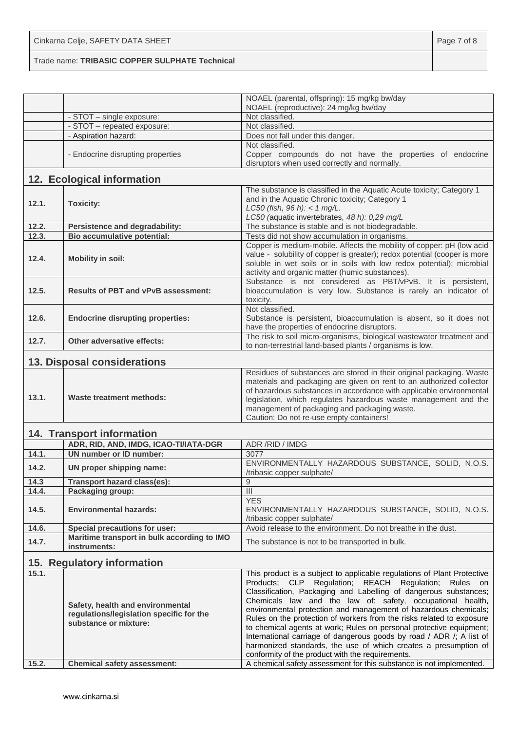| | | |
|---|---|---|
| | | NOAEL (parental, offspring): 15 mg/kg bw/day<br>NOAEL (reproductive): 24 mg/kg bw/day |
| | - STOT – single exposure: | Not classified. |
| | - STOT – repeated exposure: | Not classified. |
| | - Aspiration hazard: | Does not fall under this danger. |
| | - Endocrine disrupting properties | Not classified.<br>Copper compounds do not have the properties of endocrine disruptors when used correctly and normally. |

## 12. Ecological information

| | | |
|---|---|---|
| **12.1.** | **Toxicity:** | The substance is classified in the Aquatic Acute toxicity; Category 1 and in the Aquatic Chronic toxicity; Category 1<br>*LC50 (fish, 96 h): < 1 mg/L.*<br>*LC50 (*aquatic invertebrates*, 48 h): 0,29 mg/L* |
| **12.2.** | **Persistence and degradability:** | The substance is stable and is not biodegradable. |
| **12.3.** | **Bio accumulative potential:** | Tests did not show accumulation in organisms. |
| **12.4.** | **Mobility in soil:** | Copper is medium-mobile. Affects the mobility of copper: pH (low acid value - solubility of copper is greater); redox potential (cooper is more soluble in wet soils or in soils with low redox potential); microbial activity and organic matter (humic substances). |
| **12.5.** | **Results of PBT and vPvB assessment:** | Substance is not considered as PBT/vPvB. It is persistent, bioaccumulation is very low. Substance is rarely an indicator of toxicity. |
| **12.6.** | **Endocrine disrupting properties:** | Not classified.<br>Substance is persistent, bioaccumulation is absent, so it does not have the properties of endocrine disruptors. |
| **12.7.** | **Other adversative effects:** | The risk to soil micro-organisms, biological wastewater treatment and to non-terrestrial land-based plants / organisms is low. |

## 13. Disposal considerations

| | | |
|---|---|---|
| **13.1.** | **Waste treatment methods:** | Residues of substances are stored in their original packaging. Waste materials and packaging are given on rent to an authorized collector of hazardous substances in accordance with applicable environmental legislation, which regulates hazardous waste management and the management of packaging and packaging waste.<br>Caution: Do not re-use empty containers! |

## 14. Transport information

| | | |
|---|---|---|
| | **ADR, RID, AND, IMDG, ICAO-TI/IATA-DGR** | ADR /RID / IMDG |
| **14.1.** | **UN number or ID number:** | 3077 |
| **14.2.** | **UN proper shipping name:** | ENVIRONMENTALLY HAZARDOUS SUBSTANCE, SOLID, N.O.S. /tribasic copper sulphate/ |
| **14.3** | **Transport hazard class(es):** | 9 |
| **14.4.** | **Packaging group:** | III |
| **14.5.** | **Environmental hazards:** | YES<br>ENVIRONMENTALLY HAZARDOUS SUBSTANCE, SOLID, N.O.S. /tribasic copper sulphate/ |
| **14.6.** | **Special precautions for user:** | Avoid release to the environment. Do not breathe in the dust. |
| **14.7.** | **Maritime transport in bulk according to IMO instruments:** | The substance is not to be transported in bulk. |

## 15. Regulatory information

| | | |
|---|---|---|
| **15.1.** | **Safety, health and environmental regulations/legislation specific for the substance or mixture:** | This product is a subject to applicable regulations of Plant Protective Products; CLP Regulation; REACH Regulation; Rules on Classification, Packaging and Labelling of dangerous substances; Chemicals law and the law of: safety, occupational health, environmental protection and management of hazardous chemicals; Rules on the protection of workers from the risks related to exposure to chemical agents at work; Rules on personal protective equipment; International carriage of dangerous goods by road / ADR /; A list of harmonized standards, the use of which creates a presumption of conformity of the product with the requirements. |
| **15.2.** | **Chemical safety assessment:** | A chemical safety assessment for this substance is not implemented. |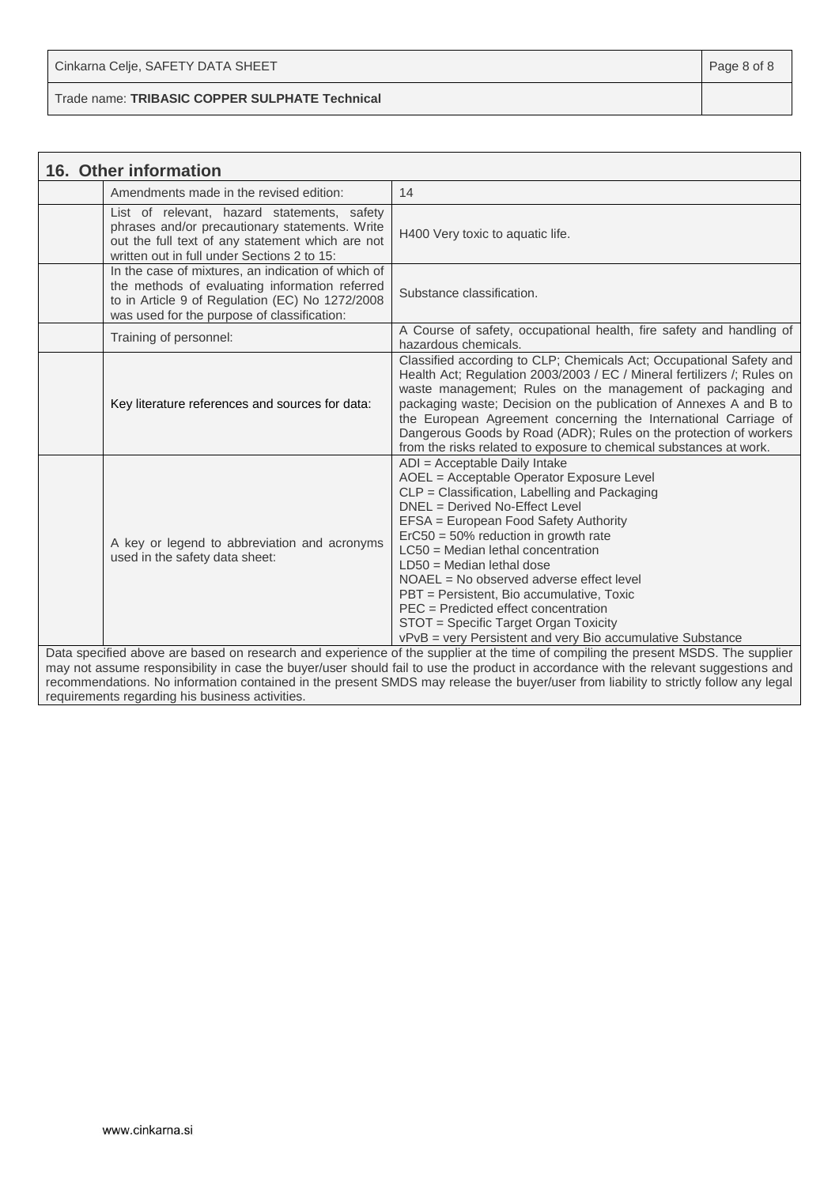## 16. Other information

| | | |
|---|---|---|
| | Amendments made in the revised edition: | 14 |
| | List of relevant, hazard statements, safety phrases and/or precautionary statements. Write out the full text of any statement which are not written out in full under Sections 2 to 15: | H400 Very toxic to aquatic life. |
| | In the case of mixtures, an indication of which of the methods of evaluating information referred to in Article 9 of Regulation (EC) No 1272/2008 was used for the purpose of classification: | Substance classification. |
| | Training of personnel: | A Course of safety, occupational health, fire safety and handling of hazardous chemicals. |
| | Key literature references and sources for data: | Classified according to CLP; Chemicals Act; Occupational Safety and Health Act; Regulation 2003/2003 / EC / Mineral fertilizers /; Rules on waste management; Rules on the management of packaging and packaging waste; Decision on the publication of Annexes A and B to the European Agreement concerning the International Carriage of Dangerous Goods by Road (ADR); Rules on the protection of workers from the risks related to exposure to chemical substances at work. |
| | A key or legend to abbreviation and acronyms used in the safety data sheet: | ADI = Acceptable Daily Intake<br>AOEL = Acceptable Operator Exposure Level<br>CLP = Classification, Labelling and Packaging<br>DNEL = Derived No-Effect Level<br>EFSA = European Food Safety Authority<br>ErC50 = 50% reduction in growth rate<br>LC50 = Median lethal concentration<br>LD50 = Median lethal dose<br>NOAEL = No observed adverse effect level<br>PBT = Persistent, Bio accumulative, Toxic<br>PEC = Predicted effect concentration<br>STOT = Specific Target Organ Toxicity<br>vPvB = very Persistent and very Bio accumulative Substance |

Data specified above are based on research and experience of the supplier at the time of compiling the present MSDS. The supplier may not assume responsibility in case the buyer/user should fail to use the product in accordance with the relevant suggestions and recommendations. No information contained in the present SMDS may release the buyer/user from liability to strictly follow any legal requirements regarding his business activities.